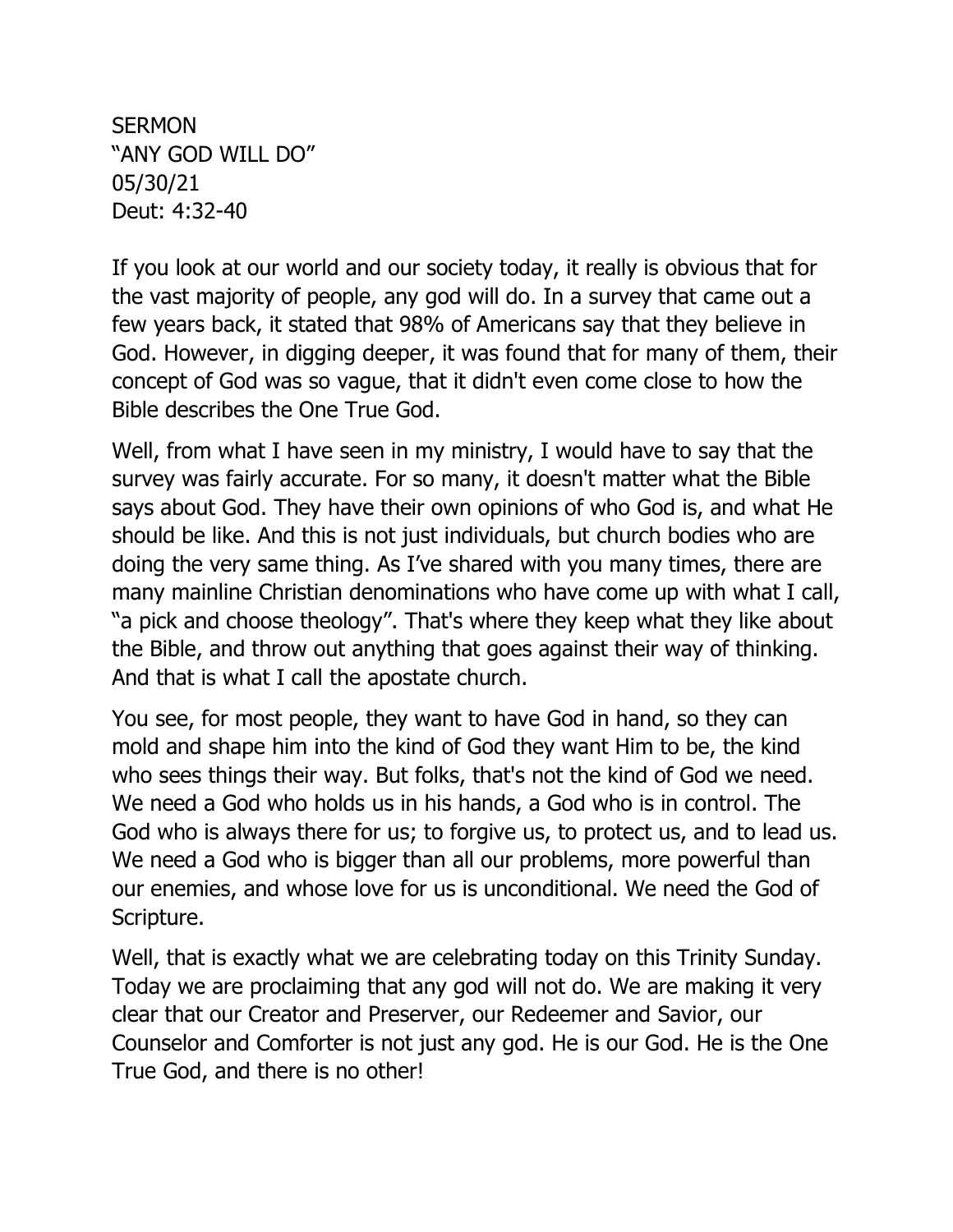SERMON
"ANY GOD WILL DO"
05/30/21
Deut: 4:32-40

If you look at our world and our society today, it really is obvious that for the vast majority of people, any god will do. In a survey that came out a few years back, it stated that 98% of Americans say that they believe in God. However, in digging deeper, it was found that for many of them, their concept of God was so vague, that it didn't even come close to how the Bible describes the One True God.

Well, from what I have seen in my ministry, I would have to say that the survey was fairly accurate. For so many, it doesn't matter what the Bible says about God. They have their own opinions of who God is, and what He should be like. And this is not just individuals, but church bodies who are doing the very same thing. As I've shared with you many times, there are many mainline Christian denominations who have come up with what I call, "a pick and choose theology". That's where they keep what they like about the Bible, and throw out anything that goes against their way of thinking. And that is what I call the apostate church.

You see, for most people, they want to have God in hand, so they can mold and shape him into the kind of God they want Him to be, the kind who sees things their way. But folks, that's not the kind of God we need. We need a God who holds us in his hands, a God who is in control. The God who is always there for us; to forgive us, to protect us, and to lead us. We need a God who is bigger than all our problems, more powerful than our enemies, and whose love for us is unconditional. We need the God of Scripture.

Well, that is exactly what we are celebrating today on this Trinity Sunday. Today we are proclaiming that any god will not do. We are making it very clear that our Creator and Preserver, our Redeemer and Savior, our Counselor and Comforter is not just any god. He is our God. He is the One True God, and there is no other!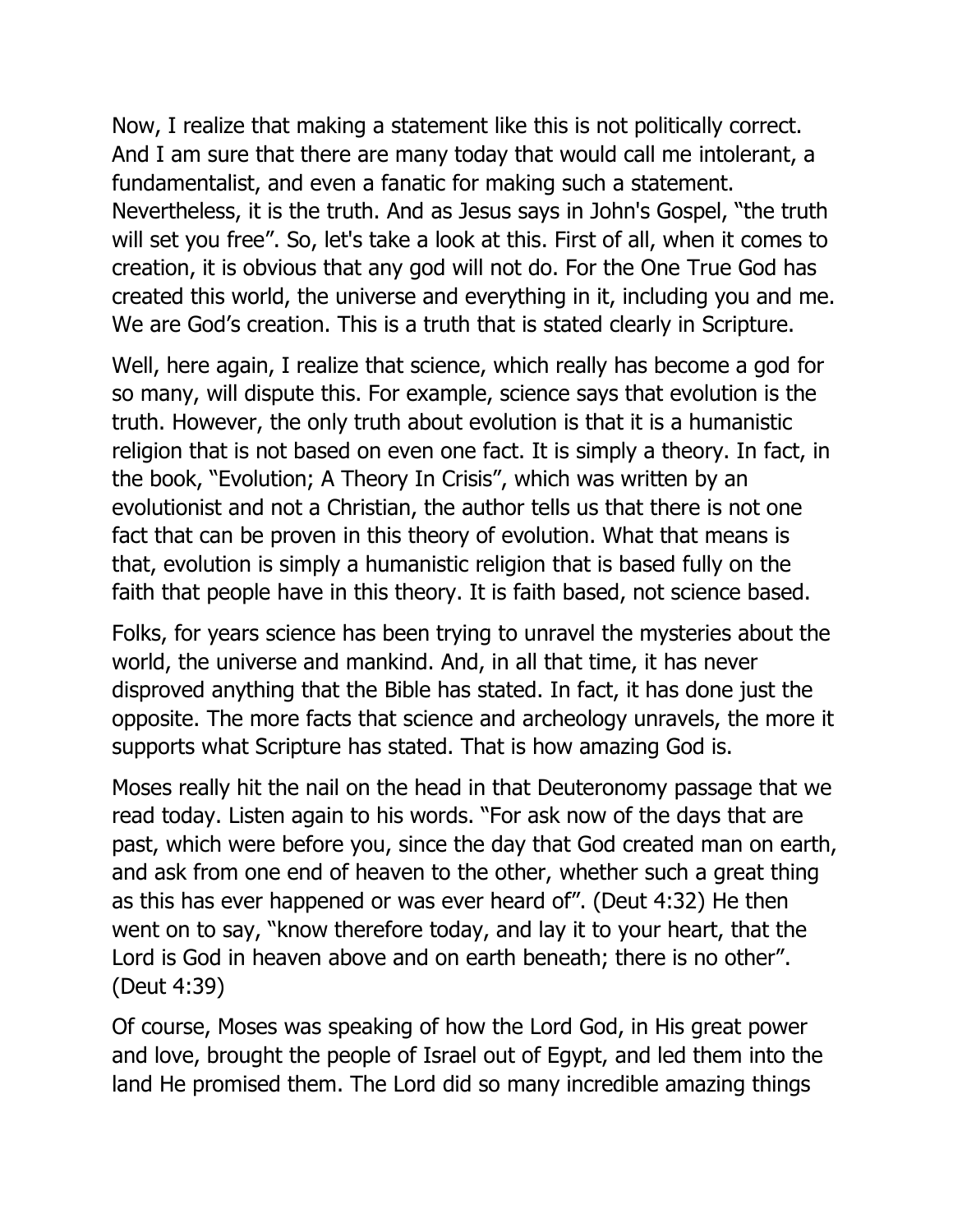Now, I realize that making a statement like this is not politically correct. And I am sure that there are many today that would call me intolerant, a fundamentalist, and even a fanatic for making such a statement. Nevertheless, it is the truth. And as Jesus says in John's Gospel, "the truth will set you free". So, let's take a look at this. First of all, when it comes to creation, it is obvious that any god will not do. For the One True God has created this world, the universe and everything in it, including you and me. We are God's creation. This is a truth that is stated clearly in Scripture.

Well, here again, I realize that science, which really has become a god for so many, will dispute this. For example, science says that evolution is the truth. However, the only truth about evolution is that it is a humanistic religion that is not based on even one fact. It is simply a theory. In fact, in the book, "Evolution; A Theory In Crisis", which was written by an evolutionist and not a Christian, the author tells us that there is not one fact that can be proven in this theory of evolution. What that means is that, evolution is simply a humanistic religion that is based fully on the faith that people have in this theory. It is faith based, not science based.

Folks, for years science has been trying to unravel the mysteries about the world, the universe and mankind. And, in all that time, it has never disproved anything that the Bible has stated. In fact, it has done just the opposite. The more facts that science and archeology unravels, the more it supports what Scripture has stated. That is how amazing God is.

Moses really hit the nail on the head in that Deuteronomy passage that we read today. Listen again to his words. "For ask now of the days that are past, which were before you, since the day that God created man on earth, and ask from one end of heaven to the other, whether such a great thing as this has ever happened or was ever heard of". (Deut 4:32) He then went on to say, "know therefore today, and lay it to your heart, that the Lord is God in heaven above and on earth beneath; there is no other". (Deut 4:39)

Of course, Moses was speaking of how the Lord God, in His great power and love, brought the people of Israel out of Egypt, and led them into the land He promised them. The Lord did so many incredible amazing things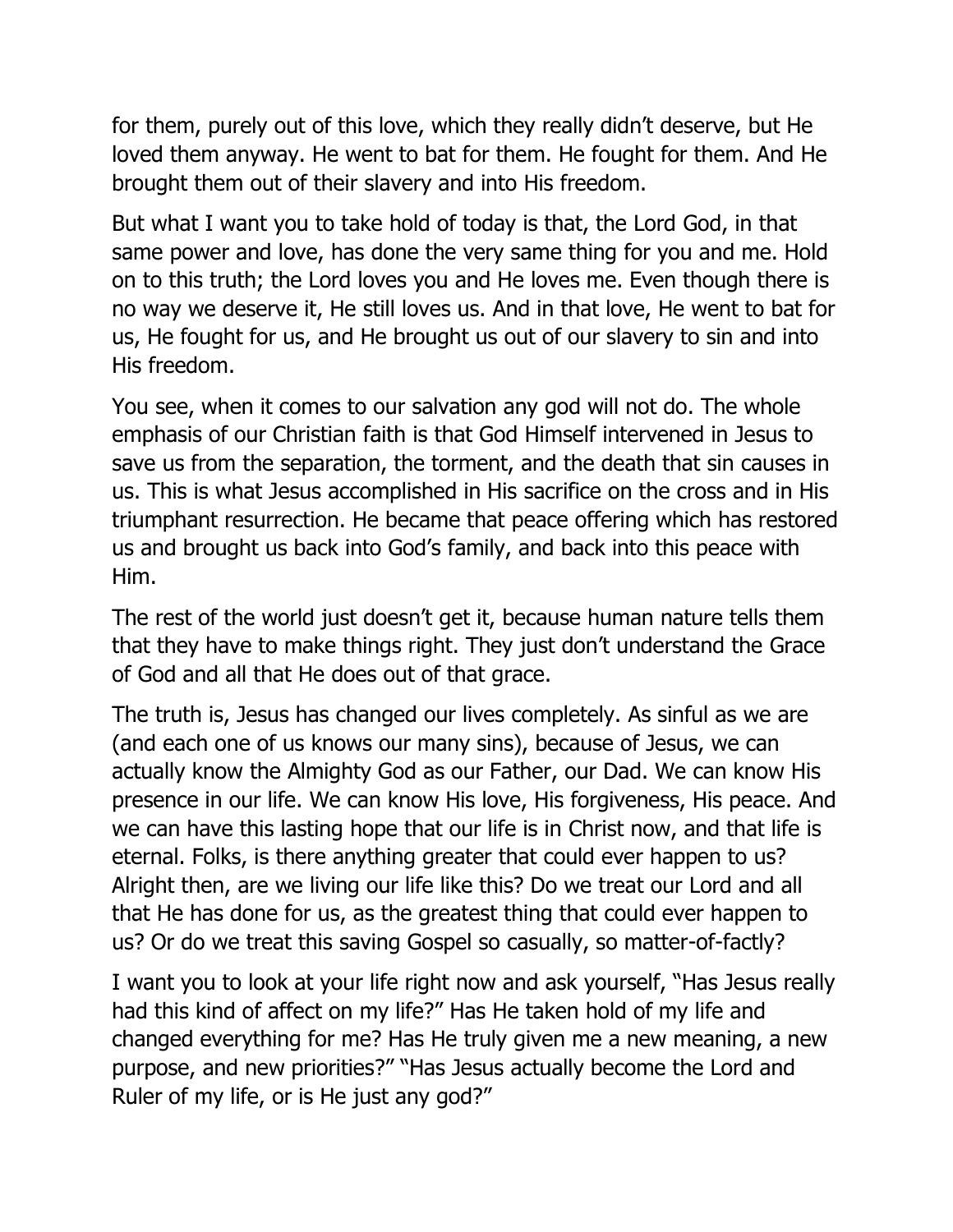for them, purely out of this love, which they really didn't deserve, but He loved them anyway. He went to bat for them. He fought for them. And He brought them out of their slavery and into His freedom.

But what I want you to take hold of today is that, the Lord God, in that same power and love, has done the very same thing for you and me. Hold on to this truth; the Lord loves you and He loves me. Even though there is no way we deserve it, He still loves us. And in that love, He went to bat for us, He fought for us, and He brought us out of our slavery to sin and into His freedom.

You see, when it comes to our salvation any god will not do. The whole emphasis of our Christian faith is that God Himself intervened in Jesus to save us from the separation, the torment, and the death that sin causes in us. This is what Jesus accomplished in His sacrifice on the cross and in His triumphant resurrection. He became that peace offering which has restored us and brought us back into God's family, and back into this peace with Him.

The rest of the world just doesn't get it, because human nature tells them that they have to make things right. They just don't understand the Grace of God and all that He does out of that grace.

The truth is, Jesus has changed our lives completely. As sinful as we are (and each one of us knows our many sins), because of Jesus, we can actually know the Almighty God as our Father, our Dad. We can know His presence in our life. We can know His love, His forgiveness, His peace. And we can have this lasting hope that our life is in Christ now, and that life is eternal. Folks, is there anything greater that could ever happen to us? Alright then, are we living our life like this? Do we treat our Lord and all that He has done for us, as the greatest thing that could ever happen to us? Or do we treat this saving Gospel so casually, so matter-of-factly?

I want you to look at your life right now and ask yourself, "Has Jesus really had this kind of affect on my life?" Has He taken hold of my life and changed everything for me? Has He truly given me a new meaning, a new purpose, and new priorities?" "Has Jesus actually become the Lord and Ruler of my life, or is He just any god?"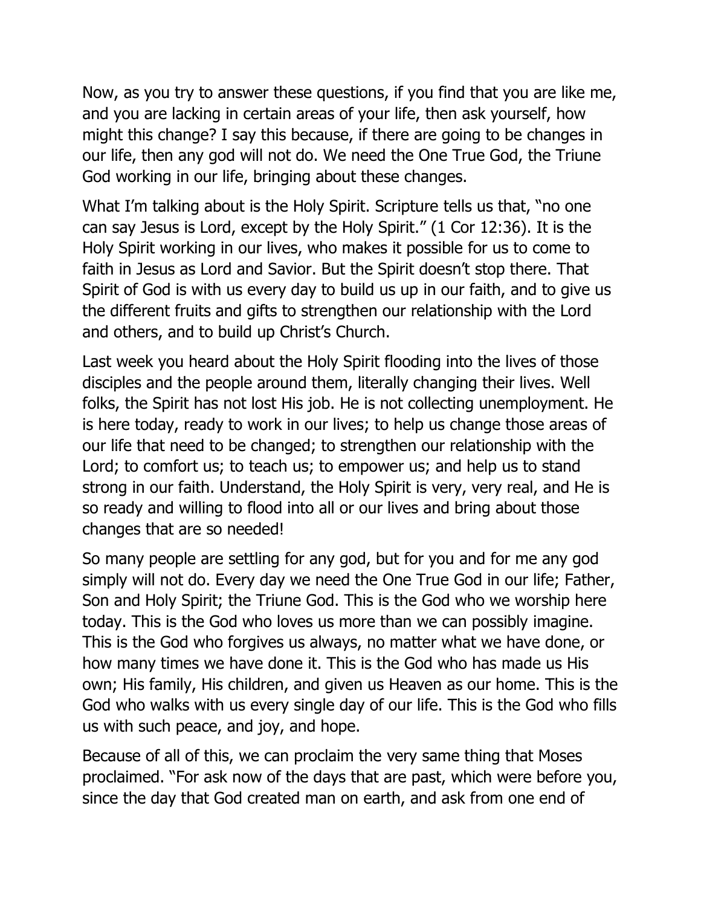Now, as you try to answer these questions, if you find that you are like me, and you are lacking in certain areas of your life, then ask yourself, how might this change? I say this because, if there are going to be changes in our life, then any god will not do. We need the One True God, the Triune God working in our life, bringing about these changes.

What I'm talking about is the Holy Spirit. Scripture tells us that, "no one can say Jesus is Lord, except by the Holy Spirit." (1 Cor 12:36). It is the Holy Spirit working in our lives, who makes it possible for us to come to faith in Jesus as Lord and Savior. But the Spirit doesn't stop there. That Spirit of God is with us every day to build us up in our faith, and to give us the different fruits and gifts to strengthen our relationship with the Lord and others, and to build up Christ's Church.

Last week you heard about the Holy Spirit flooding into the lives of those disciples and the people around them, literally changing their lives. Well folks, the Spirit has not lost His job. He is not collecting unemployment. He is here today, ready to work in our lives; to help us change those areas of our life that need to be changed; to strengthen our relationship with the Lord; to comfort us; to teach us; to empower us; and help us to stand strong in our faith. Understand, the Holy Spirit is very, very real, and He is so ready and willing to flood into all or our lives and bring about those changes that are so needed!

So many people are settling for any god, but for you and for me any god simply will not do. Every day we need the One True God in our life; Father, Son and Holy Spirit; the Triune God. This is the God who we worship here today. This is the God who loves us more than we can possibly imagine. This is the God who forgives us always, no matter what we have done, or how many times we have done it. This is the God who has made us His own; His family, His children, and given us Heaven as our home. This is the God who walks with us every single day of our life. This is the God who fills us with such peace, and joy, and hope.

Because of all of this, we can proclaim the very same thing that Moses proclaimed. "For ask now of the days that are past, which were before you, since the day that God created man on earth, and ask from one end of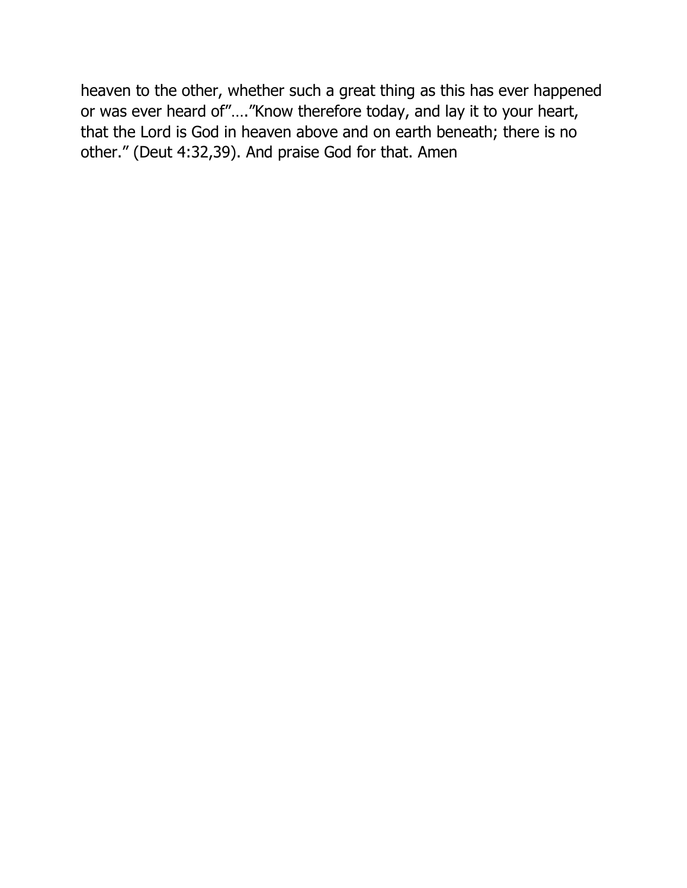heaven to the other, whether such a great thing as this has ever happened or was ever heard of"…."Know therefore today, and lay it to your heart, that the Lord is God in heaven above and on earth beneath; there is no other." (Deut 4:32,39). And praise God for that. Amen